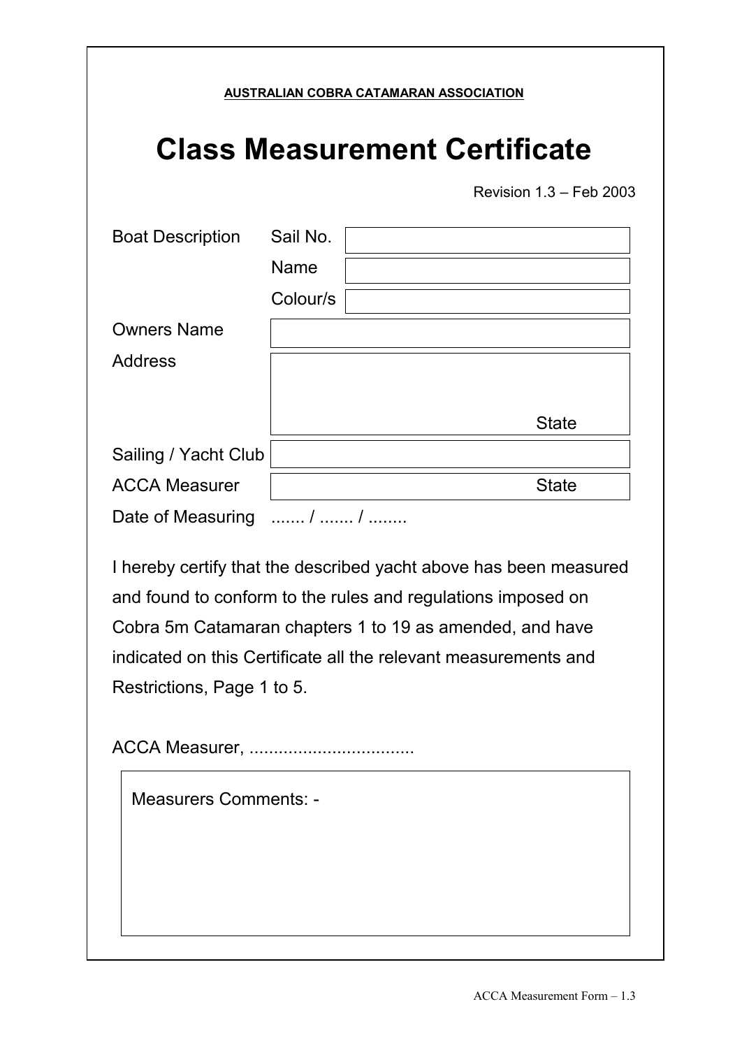**AUSTRALIAN COBRA CATAMARAN ASSOCIATION**

# Class Measurement Certificate

Revision 1.3 – Feb 2003

| | | |
|---|---|---|
| Boat Description | Sail No. | |
| | Name | |
| | Colour/s | |
| Owners Name | | |
| Address | | State |
| Sailing / Yacht Club | | |
| ACCA Measurer | | State |
| Date of Measuring | ....... / ....... / ........ | |

I hereby certify that the described yacht above has been measured and found to conform to the rules and regulations imposed on Cobra 5m Catamaran chapters 1 to 19 as amended, and have indicated on this Certificate all the relevant measurements and Restrictions, Page 1 to 5.

ACCA Measurer, ..................................

Measurers Comments: -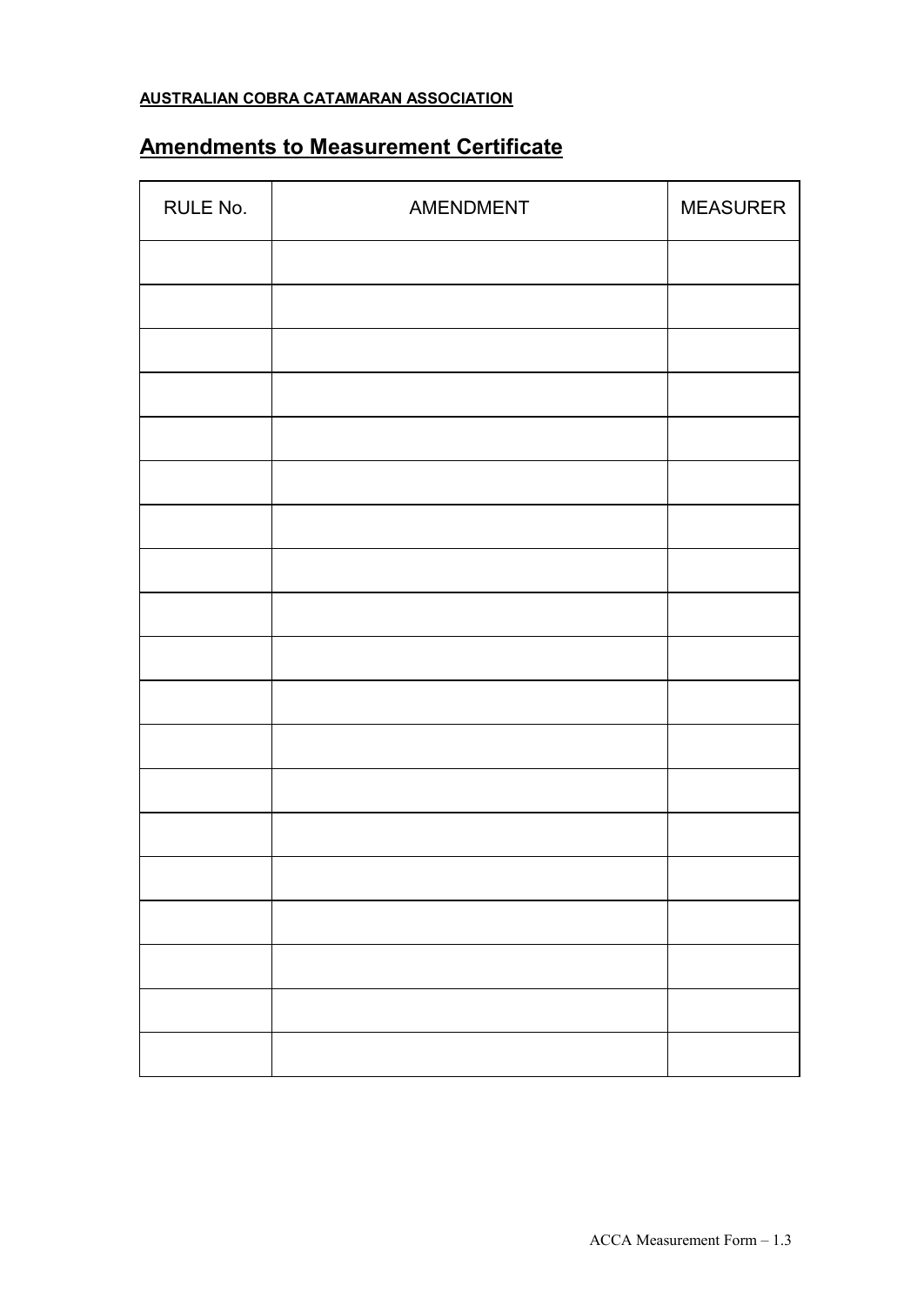**AUSTRALIAN COBRA CATAMARAN ASSOCIATION**

## Amendments to Measurement Certificate

| RULE No. | AMENDMENT | MEASURER |
|---|---|---|
| | | |
| | | |
| | | |
| | | |
| | | |
| | | |
| | | |
| | | |
| | | |
| | | |
| | | |
| | | |
| | | |
| | | |
| | | |
| | | |
| | | |
| | | |
| | | |

ACCA Measurement Form – 1.3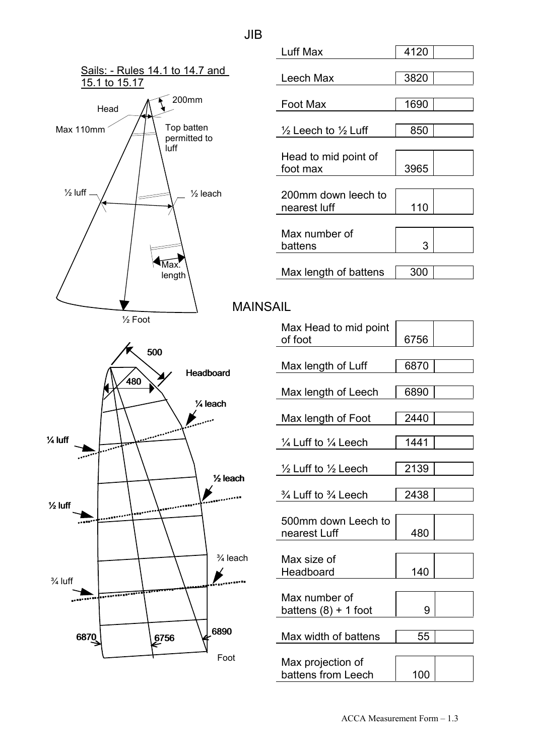## JIB

Sails: - Rules 14.1 to 14.7 and 15.1 to 15.17

| | | |
|---|---|---|
| Luff Max | 4120 | |
| Leech Max | 3820 | |
| Foot Max | 1690 | |
| ½ Leech to ½ Luff | 850 | |
| Head to mid point of foot max | 3965 | |
| 200mm down leech to nearest luff | 110 | |
| Max number of battens | 3 | |
| Max length of battens | 300 | |

## MAINSAIL

| | | |
|---|---|---|
| Max Head to mid point of foot | 6756 | |
| Max length of Luff | 6870 | |
| Max length of Leech | 6890 | |
| Max length of Foot | 2440 | |
| ¼ Luff to ¼ Leech | 1441 | |
| ½ Luff to ½ Leech | 2139 | |
| ¾ Luff to ¾ Leech | 2438 | |
| 500mm down Leech to nearest Luff | 480 | |
| Max size of Headboard | 140 | |
| Max number of battens (8) + 1 foot | 9 | |
| Max width of battens | 55 | |
| Max projection of battens from Leech | 100 | |

ACCA Measurement Form – 1.3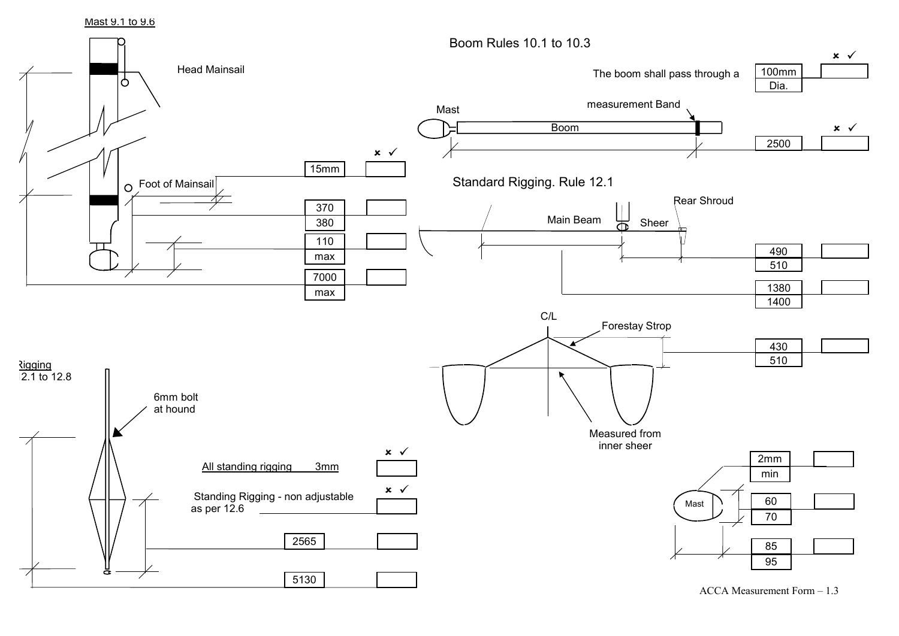## Mast 9.1 to 9.6

Head Mainsail

Foot of Mainsail

| Measurement | Value | ✗ ✓ |
|---|---|---|
| | 15mm | |
| | 370 / 380 | |
| | 110 / max | |
| | 7000 / max | |

## Boom Rules 10.1 to 10.3

Mast

Boom

measurement Band

| Measurement | Value | ✗ ✓ |
|---|---|---|
| The boom shall pass through a | 100mm Dia. | |
| | 2500 | |

## Standard Rigging. Rule 12.1

Main Beam

Sheer

Rear Shroud

| Measurement | Value | |
|---|---|---|
| | 490 / 510 | |
| | 1380 / 1400 | |

C/L

Forestay Strop

Measured from inner sheer

| Measurement | Value | |
|---|---|---|
| | 430 / 510 | |

## Rigging 12.1 to 12.8

6mm bolt at hound

| Measurement | Value | ✗ ✓ |
|---|---|---|
| All standing rigging 3mm | | |
| Standing Rigging - non adjustable as per 12.6 | | |
| | 2565 | |
| | 5130 | |

Mast

| Measurement | Value | |
|---|---|---|
| | 2mm / min | |
| | 60 / 70 | |
| | 85 / 95 | |

ACCA Measurement Form – 1.3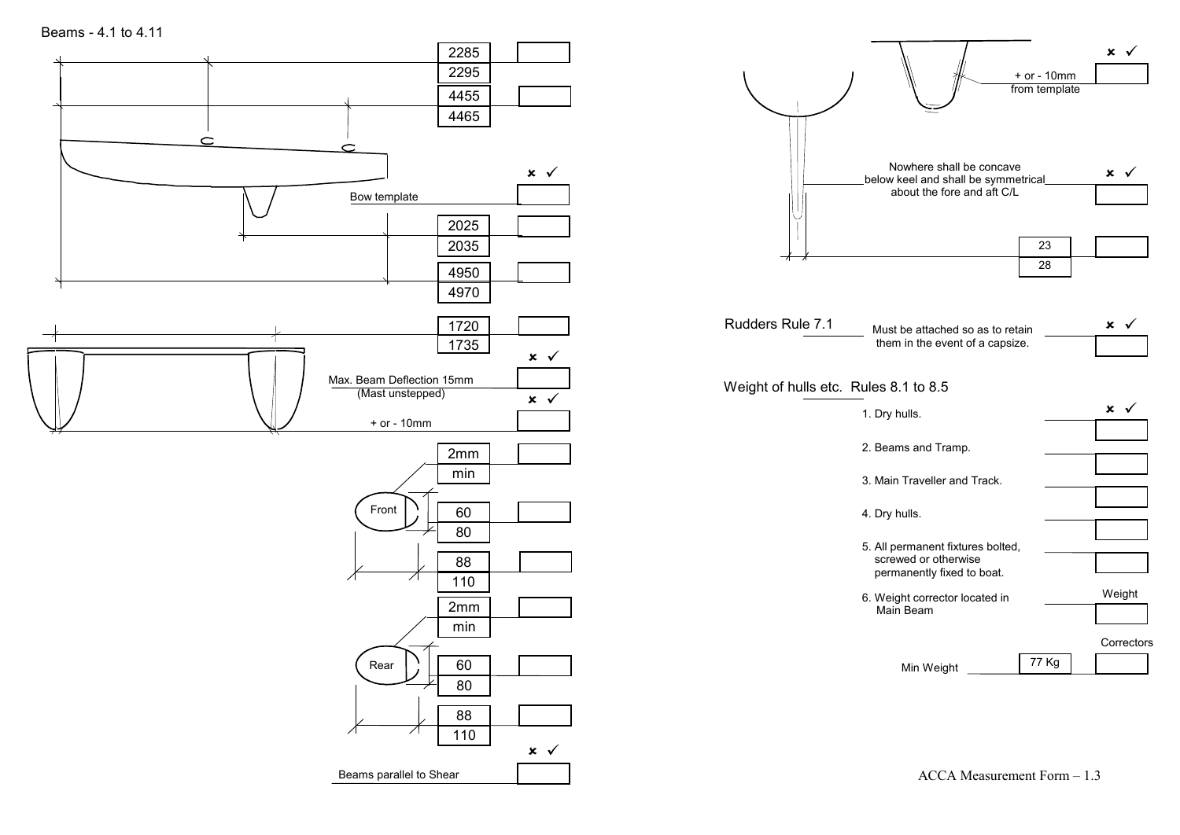Beams - 4.1 to 4.11

2285
2295

4455
4465

× ✓

Bow template

2025
2035

4950
4970

1720
1735

× ✓

Max. Beam Deflection 15mm
(Mast unstepped)

× ✓

+ or - 10mm

2mm
min

Front

60
80

88
110

2mm
min

Rear

60
80

88
110

× ✓

Beams parallel to Shear

× ✓

+ or - 10mm
from template

Nowhere shall be concave below keel and shall be symmetrical about the fore and aft C/L

× ✓

23
28

Rudders Rule 7.1

Must be attached so as to retain them in the event of a capsize.

× ✓

Weight of hulls etc. Rules 8.1 to 8.5

× ✓

1. Dry hulls.
2. Beams and Tramp.
3. Main Traveller and Track.
4. Dry hulls.
5. All permanent fixtures bolted, screwed or otherwise permanently fixed to boat.
6. Weight corrector located in Main Beam

Weight

Correctors

Min Weight 77 Kg

ACCA Measurement Form – 1.3